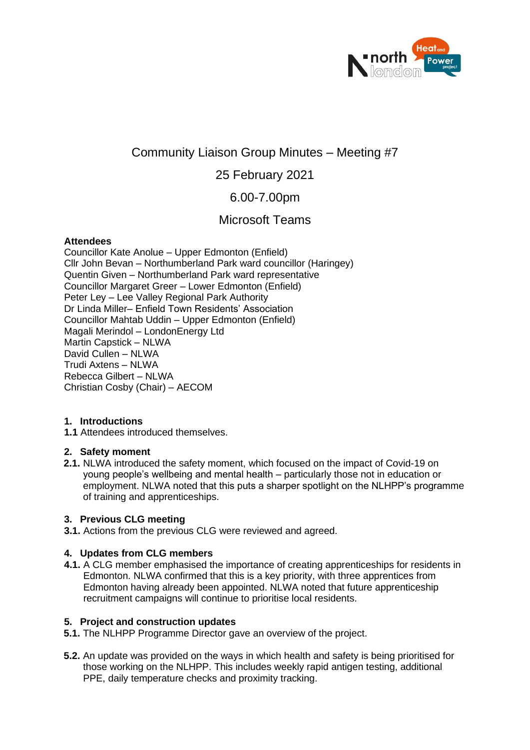# Community Liaison Group Minutes – Meeting #7

25 February 2021

6.00-7.00pm

Microsoft Teams

**Attendees**

Councillor Kate Anolue – Upper Edmonton (Enfield)
Cllr John Bevan – Northumberland Park ward councillor (Haringey)
Quentin Given – Northumberland Park ward representative
Councillor Margaret Greer – Lower Edmonton (Enfield)
Peter Ley – Lee Valley Regional Park Authority
Dr Linda Miller– Enfield Town Residents' Association
Councillor Mahtab Uddin – Upper Edmonton (Enfield)
Magali Merindol – LondonEnergy Ltd
Martin Capstick – NLWA
David Cullen – NLWA
Trudi Axtens – NLWA
Rebecca Gilbert – NLWA
Christian Cosby (Chair) – AECOM

## 1. Introductions

**1.1** Attendees introduced themselves.

## 2. Safety moment

**2.1.** NLWA introduced the safety moment, which focused on the impact of Covid-19 on young people's wellbeing and mental health – particularly those not in education or employment. NLWA noted that this puts a sharper spotlight on the NLHPP's programme of training and apprenticeships.

## 3. Previous CLG meeting

**3.1.** Actions from the previous CLG were reviewed and agreed.

## 4. Updates from CLG members

**4.1.** A CLG member emphasised the importance of creating apprenticeships for residents in Edmonton. NLWA confirmed that this is a key priority, with three apprentices from Edmonton having already been appointed. NLWA noted that future apprenticeship recruitment campaigns will continue to prioritise local residents.

## 5. Project and construction updates

**5.1.** The NLHPP Programme Director gave an overview of the project.

**5.2.** An update was provided on the ways in which health and safety is being prioritised for those working on the NLHPP. This includes weekly rapid antigen testing, additional PPE, daily temperature checks and proximity tracking.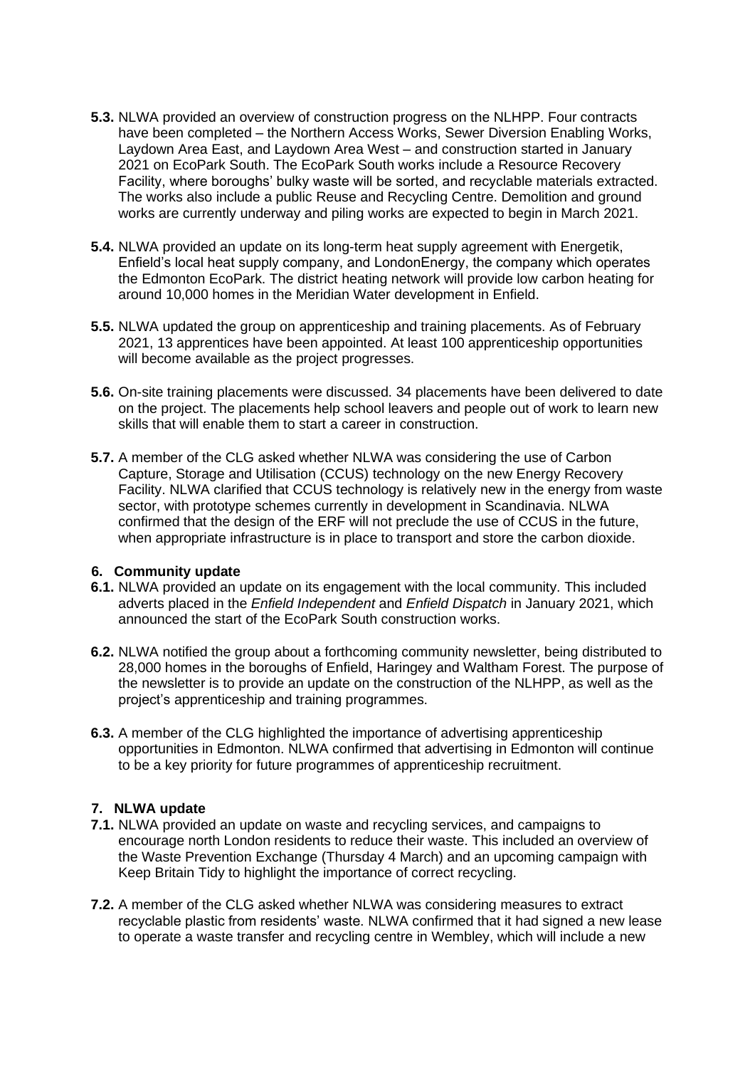**5.3.** NLWA provided an overview of construction progress on the NLHPP. Four contracts have been completed – the Northern Access Works, Sewer Diversion Enabling Works, Laydown Area East, and Laydown Area West – and construction started in January 2021 on EcoPark South. The EcoPark South works include a Resource Recovery Facility, where boroughs' bulky waste will be sorted, and recyclable materials extracted. The works also include a public Reuse and Recycling Centre. Demolition and ground works are currently underway and piling works are expected to begin in March 2021.

**5.4.** NLWA provided an update on its long-term heat supply agreement with Energetik, Enfield's local heat supply company, and LondonEnergy, the company which operates the Edmonton EcoPark. The district heating network will provide low carbon heating for around 10,000 homes in the Meridian Water development in Enfield.

**5.5.** NLWA updated the group on apprenticeship and training placements. As of February 2021, 13 apprentices have been appointed. At least 100 apprenticeship opportunities will become available as the project progresses.

**5.6.** On-site training placements were discussed. 34 placements have been delivered to date on the project. The placements help school leavers and people out of work to learn new skills that will enable them to start a career in construction.

**5.7.** A member of the CLG asked whether NLWA was considering the use of Carbon Capture, Storage and Utilisation (CCUS) technology on the new Energy Recovery Facility. NLWA clarified that CCUS technology is relatively new in the energy from waste sector, with prototype schemes currently in development in Scandinavia. NLWA confirmed that the design of the ERF will not preclude the use of CCUS in the future, when appropriate infrastructure is in place to transport and store the carbon dioxide.

## 6. Community update

**6.1.** NLWA provided an update on its engagement with the local community. This included adverts placed in the *Enfield Independent* and *Enfield Dispatch* in January 2021, which announced the start of the EcoPark South construction works.

**6.2.** NLWA notified the group about a forthcoming community newsletter, being distributed to 28,000 homes in the boroughs of Enfield, Haringey and Waltham Forest. The purpose of the newsletter is to provide an update on the construction of the NLHPP, as well as the project's apprenticeship and training programmes.

**6.3.** A member of the CLG highlighted the importance of advertising apprenticeship opportunities in Edmonton. NLWA confirmed that advertising in Edmonton will continue to be a key priority for future programmes of apprenticeship recruitment.

## 7. NLWA update

**7.1.** NLWA provided an update on waste and recycling services, and campaigns to encourage north London residents to reduce their waste. This included an overview of the Waste Prevention Exchange (Thursday 4 March) and an upcoming campaign with Keep Britain Tidy to highlight the importance of correct recycling.

**7.2.** A member of the CLG asked whether NLWA was considering measures to extract recyclable plastic from residents' waste. NLWA confirmed that it had signed a new lease to operate a waste transfer and recycling centre in Wembley, which will include a new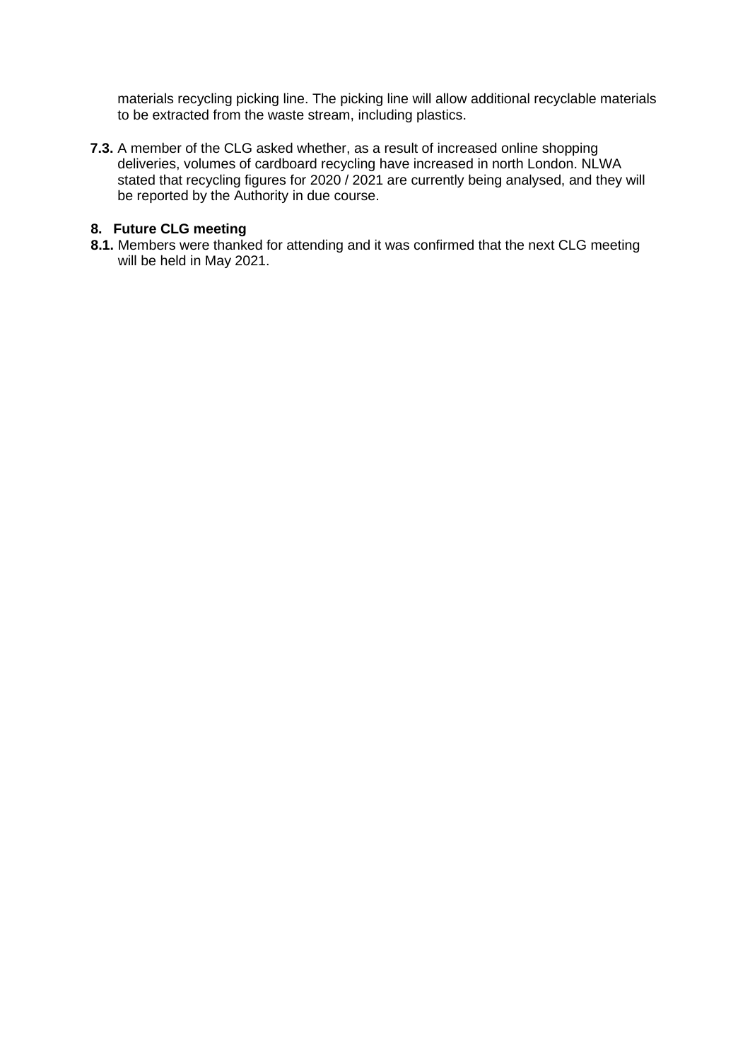materials recycling picking line. The picking line will allow additional recyclable materials to be extracted from the waste stream, including plastics.

**7.3.** A member of the CLG asked whether, as a result of increased online shopping deliveries, volumes of cardboard recycling have increased in north London. NLWA stated that recycling figures for 2020 / 2021 are currently being analysed, and they will be reported by the Authority in due course.

## 8. Future CLG meeting

**8.1.** Members were thanked for attending and it was confirmed that the next CLG meeting will be held in May 2021.